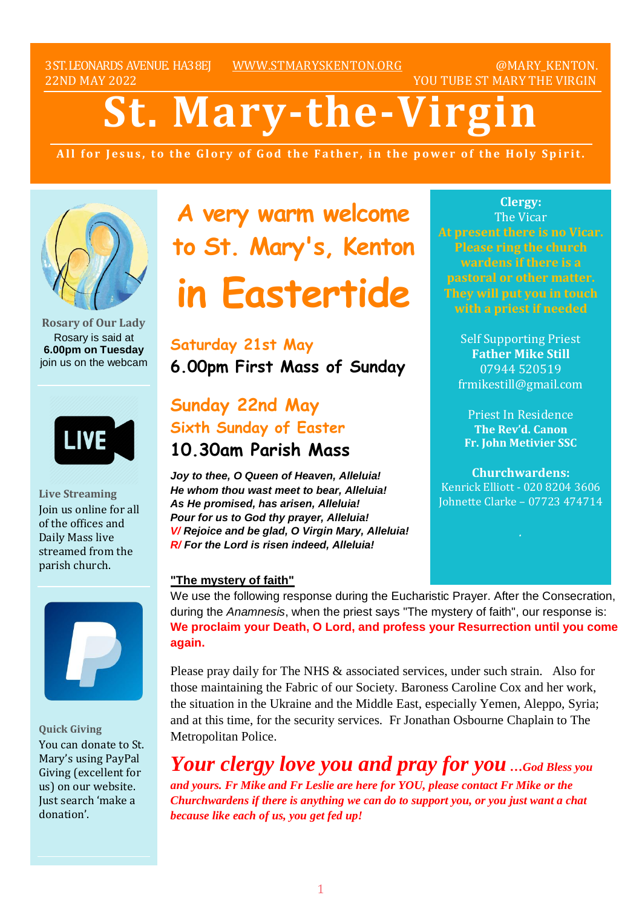3 ST. LEONARDS AVENUE. HA3 8EJ WWW.STMARYSKENTON.ORG @MARY_KENTON.
22ND MAY 2022 YOU TUBE ST MARY THE VIRGIN

# St. Mary-the-Virgin

**All for Jesus, to the Glory of God the Father, in the power of the Holy Spirit.**

## A very warm welcome to St. Mary's, Kenton in Eastertide

### Saturday 21st May

**6.00pm First Mass of Sunday**

### Sunday 22nd May

### Sixth Sunday of Easter

**10.30am Parish Mass**

***Joy to thee, O Queen of Heaven, Alleluia!***
***He whom thou wast meet to bear, Alleluia!***
***As He promised, has arisen, Alleluia!***
***Pour for us to God thy prayer, Alleluia!***
***V/ Rejoice and be glad, O Virgin Mary, Alleluia!***
***R/ For the Lord is risen indeed, Alleluia!***

**"The mystery of faith"**

We use the following response during the Eucharistic Prayer. After the Consecration, during the *Anamnesis*, when the priest says "The mystery of faith", our response is: **We proclaim your Death, O Lord, and profess your Resurrection until you come again.**

Please pray daily for The NHS & associated services, under such strain. Also for those maintaining the Fabric of our Society. Baroness Caroline Cox and her work, the situation in the Ukraine and the Middle East, especially Yemen, Aleppo, Syria; and at this time, for the security services. Fr Jonathan Osbourne Chaplain to The Metropolitan Police.

***Your clergy love you and pray for you …God Bless you and yours. Fr Mike and Fr Leslie are here for YOU, please contact Fr Mike or the Churchwardens if there is anything we can do to support you, or you just want a chat because like each of us, you get fed up!***

**Rosary of Our Lady**

Rosary is said at **6.00pm on Tuesday** join us on the webcam

**Live Streaming**

Join us online for all of the offices and Daily Mass live streamed from the parish church.

**Quick Giving**

You can donate to St. Mary's using PayPal Giving (excellent for us) on our website. Just search 'make a donation'.

**Clergy:**

The Vicar

At present there is no Vicar. Please ring the church wardens if there is a pastoral or other matter. They will put you in touch with a priest if needed

Self Supporting Priest
**Father Mike Still**
07944 520519
frmikestill@gmail.com

Priest In Residence
**The Rev'd. Canon**
**Fr. John Metivier SSC**

**Churchwardens:**
Kenrick Elliott - 020 8204 3606
Johnette Clarke – 07723 474714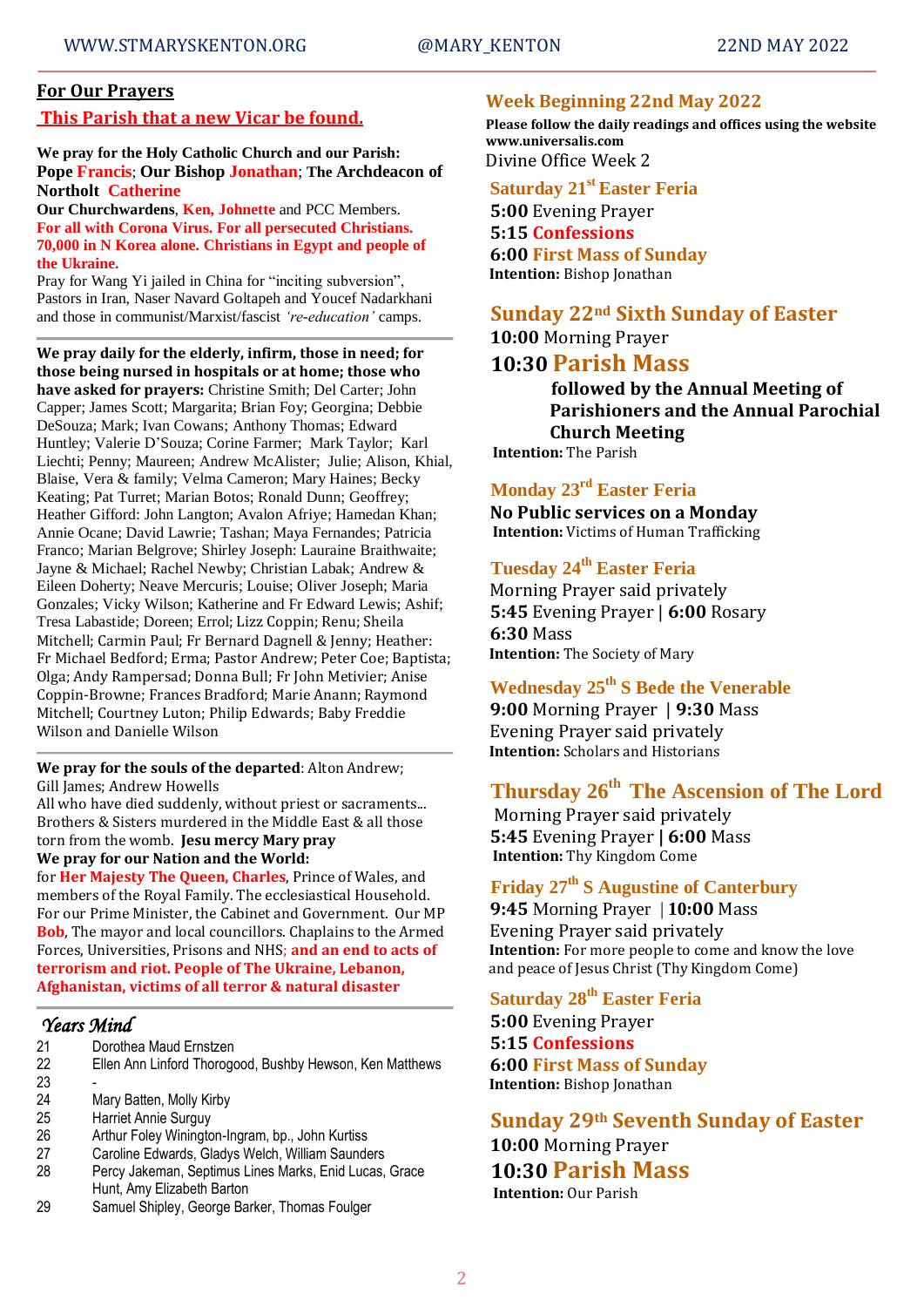## For Our Prayers

### This Parish that a new Vicar be found.

**We pray for the Holy Catholic Church and our Parish: Pope Francis; Our Bishop Jonathan; The Archdeacon of Northolt Catherine**

**Our Churchwardens, Ken, Johnette** and PCC Members.

**For all with Corona Virus. For all persecuted Christians. 70,000 in N Korea alone. Christians in Egypt and people of the Ukraine.**

Pray for Wang Yi jailed in China for "inciting subversion", Pastors in Iran, Naser Navard Goltapeh and Youcef Nadarkhani and those in communist/Marxist/fascist *'re-education'* camps.

**We pray daily for the elderly, infirm, those in need; for those being nursed in hospitals or at home; those who have asked for prayers:** Christine Smith; Del Carter; John Capper; James Scott; Margarita; Brian Foy; Georgina; Debbie DeSouza; Mark; Ivan Cowans; Anthony Thomas; Edward Huntley; Valerie D'Souza; Corine Farmer; Mark Taylor; Karl Liechti; Penny; Maureen; Andrew McAlister; Julie; Alison, Khial, Blaise, Vera & family; Velma Cameron; Mary Haines; Becky Keating; Pat Turret; Marian Botos; Ronald Dunn; Geoffrey; Heather Gifford: John Langton; Avalon Afriye; Hamedan Khan; Annie Ocane; David Lawrie; Tashan; Maya Fernandes; Patricia Franco; Marian Belgrove; Shirley Joseph: Lauraine Braithwaite; Jayne & Michael; Rachel Newby; Christian Labak; Andrew & Eileen Doherty; Neave Mercuris; Louise; Oliver Joseph; Maria Gonzales; Vicky Wilson; Katherine and Fr Edward Lewis; Ashif; Tresa Labastide; Doreen; Errol; Lizz Coppin; Renu; Sheila Mitchell; Carmin Paul; Fr Bernard Dagnell & Jenny; Heather: Fr Michael Bedford; Erma; Pastor Andrew; Peter Coe; Baptista; Olga; Andy Rampersad; Donna Bull; Fr John Metivier; Anise Coppin-Browne; Frances Bradford; Marie Anann; Raymond Mitchell; Courtney Luton; Philip Edwards; Baby Freddie Wilson and Danielle Wilson

**We pray for the souls of the departed**: Alton Andrew; Gill James; Andrew Howells

All who have died suddenly, without priest or sacraments... Brothers & Sisters murdered in the Middle East & all those torn from the womb. **Jesu mercy Mary pray**

**We pray for our Nation and the World:**

for **Her Majesty The Queen, Charles**, Prince of Wales, and members of the Royal Family. The ecclesiastical Household. For our Prime Minister, the Cabinet and Government. Our MP **Bob**, The mayor and local councillors. Chaplains to the Armed Forces, Universities, Prisons and NHS; **and an end to acts of terrorism and riot. People of The Ukraine, Lebanon, Afghanistan, victims of all terror & natural disaster**

### *Years Mind*

| | |
|---|---|
| 21 | Dorothea Maud Ernstzen |
| 22 | Ellen Ann Linford Thorogood, Bushby Hewson, Ken Matthews |
| 23 | - |
| 24 | Mary Batten, Molly Kirby |
| 25 | Harriet Annie Surguy |
| 26 | Arthur Foley Winington-Ingram, bp., John Kurtiss |
| 27 | Caroline Edwards, Gladys Welch, William Saunders |
| 28 | Percy Jakeman, Septimus Lines Marks, Enid Lucas, Grace Hunt, Amy Elizabeth Barton |
| 29 | Samuel Shipley, George Barker, Thomas Foulger |

## Week Beginning 22nd May 2022

**Please follow the daily readings and offices using the website www.universalis.com**

Divine Office Week 2

### Saturday 21st Easter Feria

**5:00** Evening Prayer
**5:15** Confessions
**6:00** First Mass of Sunday
**Intention:** Bishop Jonathan

### Sunday 22nd Sixth Sunday of Easter

**10:00** Morning Prayer
**10:30** Parish Mass
**followed by the Annual Meeting of Parishioners and the Annual Parochial Church Meeting**
**Intention:** The Parish

### Monday 23rd Easter Feria

**No Public services on a Monday**
**Intention:** Victims of Human Trafficking

### Tuesday 24th Easter Feria

Morning Prayer said privately
**5:45** Evening Prayer | **6:00** Rosary
**6:30** Mass
**Intention:** The Society of Mary

### Wednesday 25th S Bede the Venerable

**9:00** Morning Prayer | **9:30** Mass
Evening Prayer said privately
**Intention:** Scholars and Historians

### Thursday 26th The Ascension of The Lord

Morning Prayer said privately
**5:45** Evening Prayer | **6:00** Mass
**Intention:** Thy Kingdom Come

### Friday 27th S Augustine of Canterbury

**9:45** Morning Prayer | **10:00** Mass
Evening Prayer said privately
**Intention:** For more people to come and know the love and peace of Jesus Christ (Thy Kingdom Come)

### Saturday 28th Easter Feria

**5:00** Evening Prayer
**5:15** Confessions
**6:00** First Mass of Sunday
**Intention:** Bishop Jonathan

### Sunday 29th Seventh Sunday of Easter

**10:00** Morning Prayer
**10:30** Parish Mass
**Intention:** Our Parish